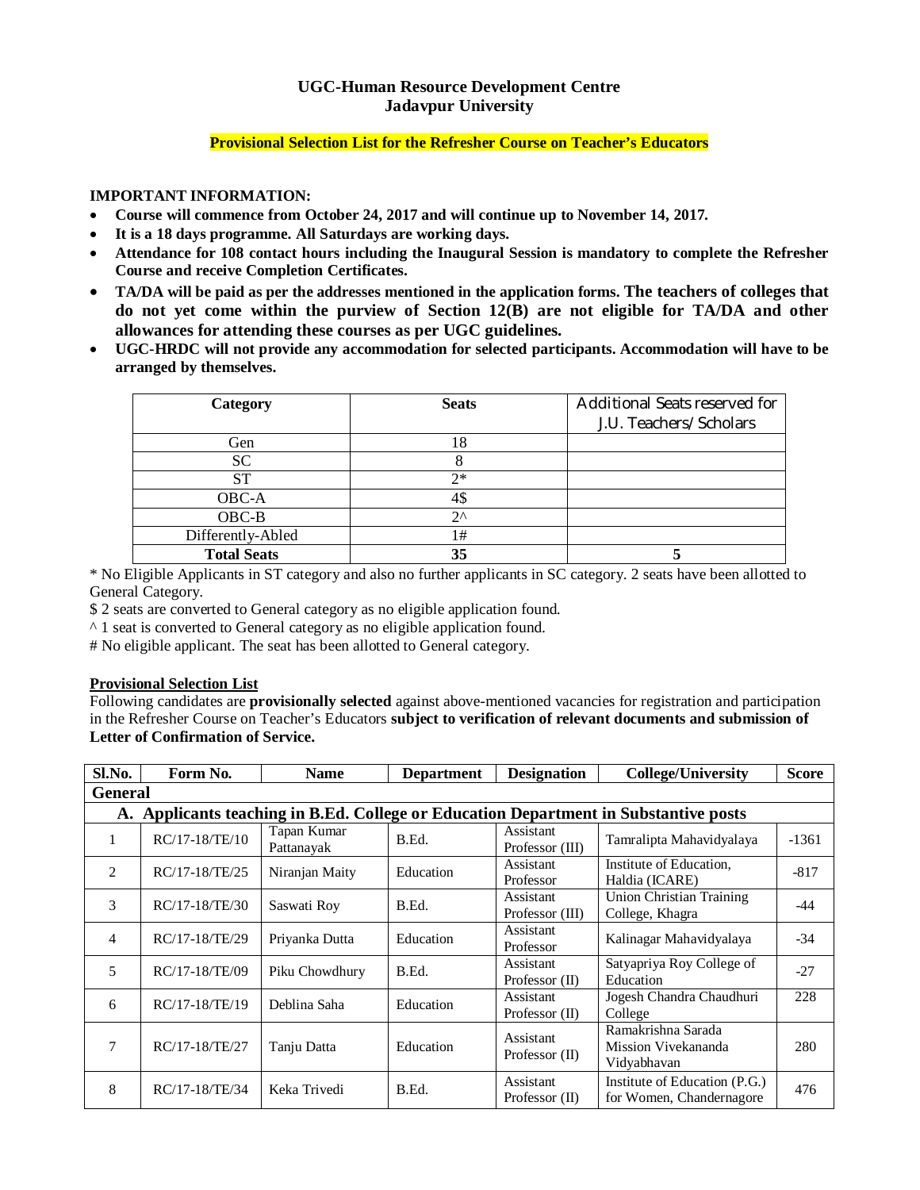# UGC-Human Resource Development Centre
## Jadavpur University

**Provisional Selection List for the Refresher Course on Teacher's Educators**

**IMPORTANT INFORMATION:**

- **Course will commence from October 24, 2017 and will continue up to November 14, 2017.**
- **It is a 18 days programme. All Saturdays are working days.**
- **Attendance for 108 contact hours including the Inaugural Session is mandatory to complete the Refresher Course and receive Completion Certificates.**
- **TA/DA will be paid as per the addresses mentioned in the application forms. The teachers of colleges that do not yet come within the purview of Section 12(B) are not eligible for TA/DA and other allowances for attending these courses as per UGC guidelines.**
- **UGC-HRDC will not provide any accommodation for selected participants. Accommodation will have to be arranged by themselves.**

| Category | Seats | Additional Seats reserved for J.U. Teachers/Scholars |
|---|---|---|
| Gen | 18 | |
| SC | 8 | |
| ST | 2* | |
| OBC-A | 4$ | |
| OBC-B | 2^ | |
| Differently-Abled | 1# | |
| **Total Seats** | **35** | **5** |

* No Eligible Applicants in ST category and also no further applicants in SC category. 2 seats have been allotted to General Category.

$ 2 seats are converted to General category as no eligible application found.

^ 1 seat is converted to General category as no eligible application found.

# No eligible applicant. The seat has been allotted to General category.

**Provisional Selection List**

Following candidates are **provisionally selected** against above-mentioned vacancies for registration and participation in the Refresher Course on Teacher's Educators **subject to verification of relevant documents and submission of Letter of Confirmation of Service.**

| Sl.No. | Form No. | Name | Department | Designation | College/University | Score |
|---|---|---|---|---|---|---|
| **General** | | | | | | |
| **A. Applicants teaching in B.Ed. College or Education Department in Substantive posts** | | | | | | |
| 1 | RC/17-18/TE/10 | Tapan Kumar Pattanayak | B.Ed. | Assistant Professor (III) | Tamralipta Mahavidyalaya | -1361 |
| 2 | RC/17-18/TE/25 | Niranjan Maity | Education | Assistant Professor | Institute of Education, Haldia (ICARE) | -817 |
| 3 | RC/17-18/TE/30 | Saswati Roy | B.Ed. | Assistant Professor (III) | Union Christian Training College, Khagra | -44 |
| 4 | RC/17-18/TE/29 | Priyanka Dutta | Education | Assistant Professor | Kalinagar Mahavidyalaya | -34 |
| 5 | RC/17-18/TE/09 | Piku Chowdhury | B.Ed. | Assistant Professor (II) | Satyapriya Roy College of Education | -27 |
| 6 | RC/17-18/TE/19 | Deblina Saha | Education | Assistant Professor (II) | Jogesh Chandra Chaudhuri College | 228 |
| 7 | RC/17-18/TE/27 | Tanju Datta | Education | Assistant Professor (II) | Ramakrishna Sarada Mission Vivekananda Vidyabhavan | 280 |
| 8 | RC/17-18/TE/34 | Keka Trivedi | B.Ed. | Assistant Professor (II) | Institute of Education (P.G.) for Women, Chandernagore | 476 |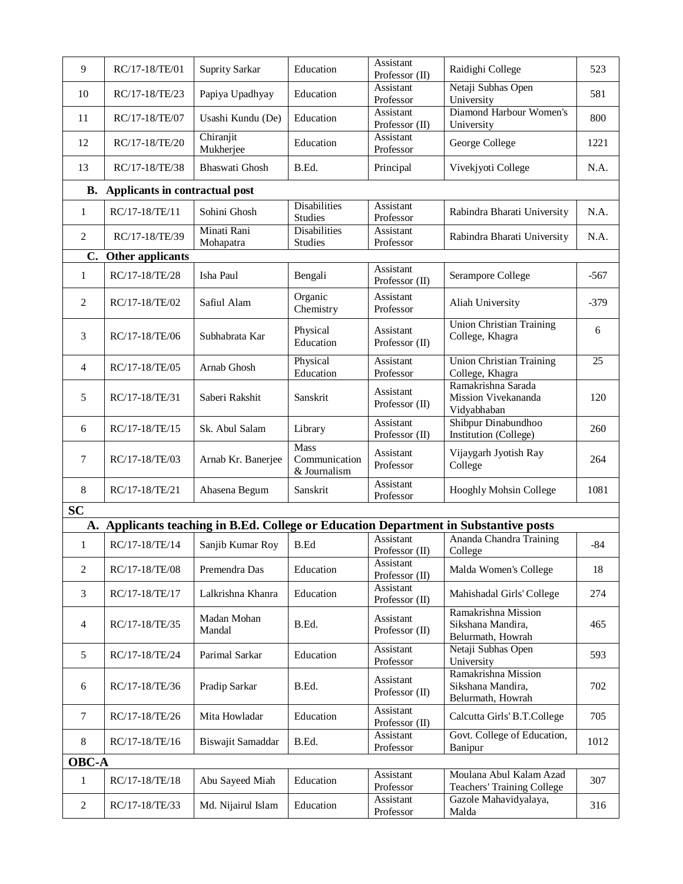| | | | | | | |
|---|---|---|---|---|---|---|
| 9 | RC/17-18/TE/01 | Suprity Sarkar | Education | Assistant Professor (II) | Raidighi College | 523 |
| 10 | RC/17-18/TE/23 | Papiya Upadhyay | Education | Assistant Professor | Netaji Subhas Open University | 581 |
| 11 | RC/17-18/TE/07 | Usashi Kundu (De) | Education | Assistant Professor (II) | Diamond Harbour Women's University | 800 |
| 12 | RC/17-18/TE/20 | Chiranjit Mukherjee | Education | Assistant Professor | George College | 1221 |
| 13 | RC/17-18/TE/38 | Bhaswati Ghosh | B.Ed. | Principal | Vivekjyoti College | N.A. |
| **B. Applicants in contractual post** | | | | | | |
| 1 | RC/17-18/TE/11 | Sohini Ghosh | Disabilities Studies | Assistant Professor | Rabindra Bharati University | N.A. |
| 2 | RC/17-18/TE/39 | Minati Rani Mohapatra | Disabilities Studies | Assistant Professor | Rabindra Bharati University | N.A. |
| **C. Other applicants** | | | | | | |
| 1 | RC/17-18/TE/28 | Isha Paul | Bengali | Assistant Professor (II) | Serampore College | -567 |
| 2 | RC/17-18/TE/02 | Safiul Alam | Organic Chemistry | Assistant Professor | Aliah University | -379 |
| 3 | RC/17-18/TE/06 | Subhabrata Kar | Physical Education | Assistant Professor (II) | Union Christian Training College, Khagra | 6 |
| 4 | RC/17-18/TE/05 | Arnab Ghosh | Physical Education | Assistant Professor | Union Christian Training College, Khagra | 25 |
| 5 | RC/17-18/TE/31 | Saberi Rakshit | Sanskrit | Assistant Professor (II) | Ramakrishna Sarada Mission Vivekananda Vidyabhaban | 120 |
| 6 | RC/17-18/TE/15 | Sk. Abul Salam | Library | Assistant Professor (II) | Shibpur Dinabundhoo Institution (College) | 260 |
| 7 | RC/17-18/TE/03 | Arnab Kr. Banerjee | Mass Communication & Journalism | Assistant Professor | Vijaygarh Jyotish Ray College | 264 |
| 8 | RC/17-18/TE/21 | Ahasena Begum | Sanskrit | Assistant Professor | Hooghly Mohsin College | 1081 |
| **SC** | | | | | | |
| **A. Applicants teaching in B.Ed. College or Education Department in Substantive posts** | | | | | | |
| 1 | RC/17-18/TE/14 | Sanjib Kumar Roy | B.Ed | Assistant Professor (II) | Ananda Chandra Training College | -84 |
| 2 | RC/17-18/TE/08 | Premendra Das | Education | Assistant Professor (II) | Malda Women's College | 18 |
| 3 | RC/17-18/TE/17 | Lalkrishna Khanra | Education | Assistant Professor (II) | Mahishadal Girls' College | 274 |
| 4 | RC/17-18/TE/35 | Madan Mohan Mandal | B.Ed. | Assistant Professor (II) | Ramakrishna Mission Sikshana Mandira, Belurmath, Howrah | 465 |
| 5 | RC/17-18/TE/24 | Parimal Sarkar | Education | Assistant Professor | Netaji Subhas Open University | 593 |
| 6 | RC/17-18/TE/36 | Pradip Sarkar | B.Ed. | Assistant Professor (II) | Ramakrishna Mission Sikshana Mandira, Belurmath, Howrah | 702 |
| 7 | RC/17-18/TE/26 | Mita Howladar | Education | Assistant Professor (II) | Calcutta Girls' B.T.College | 705 |
| 8 | RC/17-18/TE/16 | Biswajit Samaddar | B.Ed. | Assistant Professor | Govt. College of Education, Banipur | 1012 |
| **OBC-A** | | | | | | |
| 1 | RC/17-18/TE/18 | Abu Sayeed Miah | Education | Assistant Professor | Moulana Abul Kalam Azad Teachers' Training College | 307 |
| 2 | RC/17-18/TE/33 | Md. Nijairul Islam | Education | Assistant Professor | Gazole Mahavidyalaya, Malda | 316 |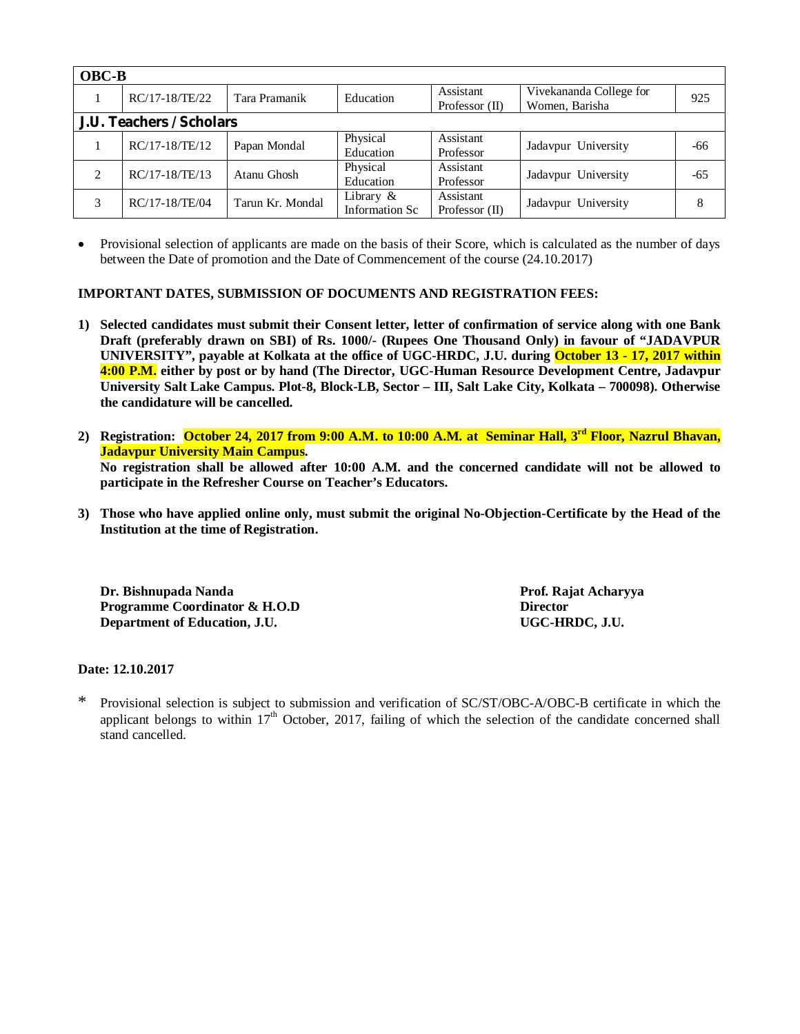| | | | | | | |
|---|---|---|---|---|---|---|
| **OBC-B** | | | | | | |
| 1 | RC/17-18/TE/22 | Tara Pramanik | Education | Assistant Professor (II) | Vivekananda College for Women, Barisha | 925 |
| **J.U. Teachers / Scholars** | | | | | | |
| 1 | RC/17-18/TE/12 | Papan Mondal | Physical Education | Assistant Professor | Jadavpur University | -66 |
| 2 | RC/17-18/TE/13 | Atanu Ghosh | Physical Education | Assistant Professor | Jadavpur University | -65 |
| 3 | RC/17-18/TE/04 | Tarun Kr. Mondal | Library & Information Sc | Assistant Professor (II) | Jadavpur University | 8 |

- Provisional selection of applicants are made on the basis of their Score, which is calculated as the number of days between the Date of promotion and the Date of Commencement of the course (24.10.2017)

**IMPORTANT DATES, SUBMISSION OF DOCUMENTS AND REGISTRATION FEES:**

1) **Selected candidates must submit their Consent letter, letter of confirmation of service along with one Bank Draft (preferably drawn on SBI) of Rs. 1000/- (Rupees One Thousand Only) in favour of "JADAVPUR UNIVERSITY", payable at Kolkata at the office of UGC-HRDC, J.U. during October 13 - 17, 2017 within 4:00 P.M. either by post or by hand (The Director, UGC-Human Resource Development Centre, Jadavpur University Salt Lake Campus. Plot-8, Block-LB, Sector – III, Salt Lake City, Kolkata – 700098). Otherwise the candidature will be cancelled.**

2) **Registration: October 24, 2017 from 9:00 A.M. to 10:00 A.M. at Seminar Hall, 3rd Floor, Nazrul Bhavan, Jadavpur University Main Campus.**
   **No registration shall be allowed after 10:00 A.M. and the concerned candidate will not be allowed to participate in the Refresher Course on Teacher's Educators.**

3) **Those who have applied online only, must submit the original No-Objection-Certificate by the Head of the Institution at the time of Registration.**

**Dr. Bishnupada Nanda**
**Programme Coordinator & H.O.D**
**Department of Education, J.U.**

**Prof. Rajat Acharyya**
**Director**
**UGC-HRDC, J.U.**

**Date: 12.10.2017**

\* Provisional selection is subject to submission and verification of SC/ST/OBC-A/OBC-B certificate in which the applicant belongs to within 17th October, 2017, failing of which the selection of the candidate concerned shall stand cancelled.